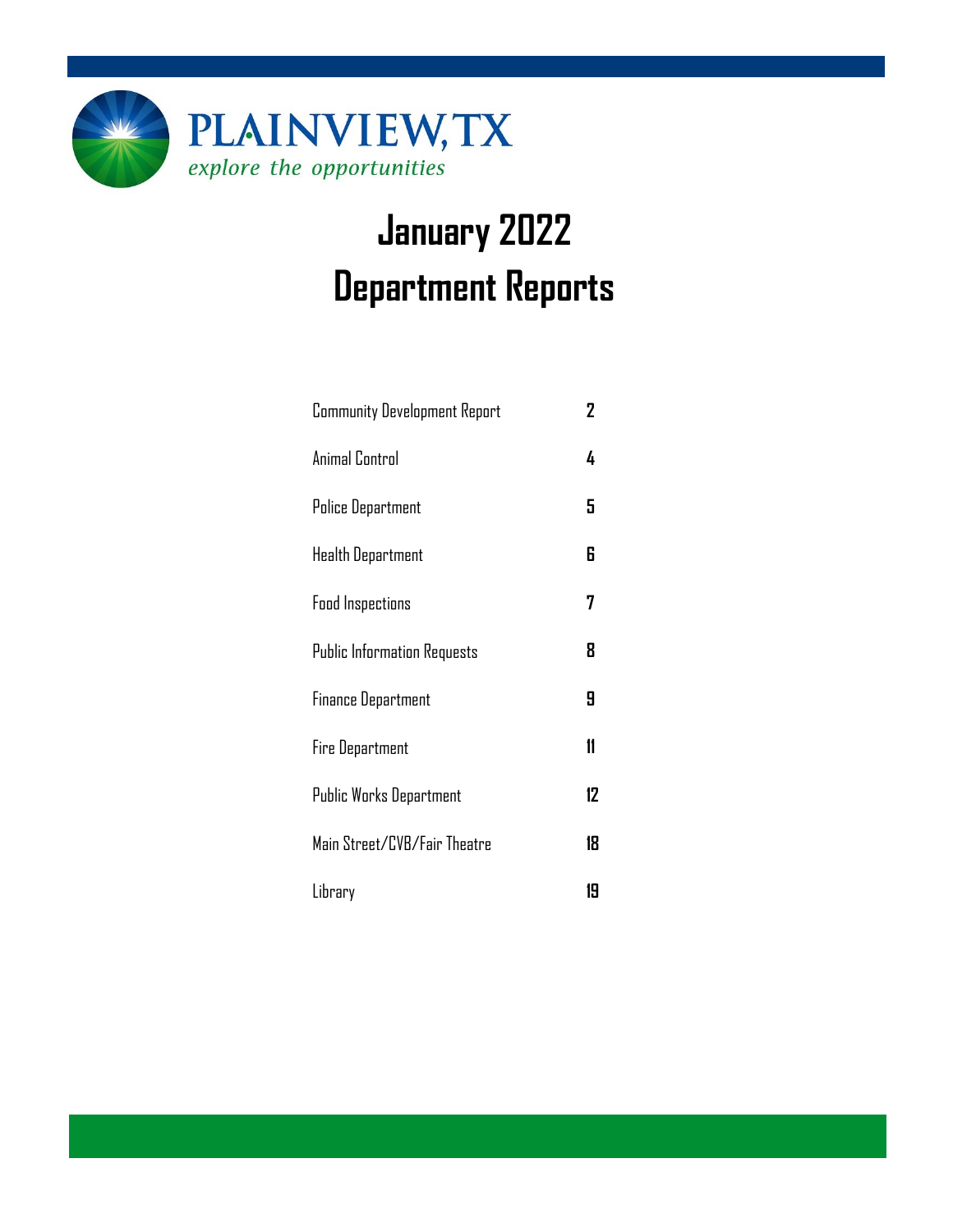PLAINVIEW, TX

*explore the opportunities*

# January 2022
# Department Reports

| | |
|---|---|
| Community Development Report | 2 |
| Animal Control | 4 |
| Police Department | 5 |
| Health Department | 6 |
| Food Inspections | 7 |
| Public Information Requests | 8 |
| Finance Department | 9 |
| Fire Department | 11 |
| Public Works Department | 12 |
| Main Street/CVB/Fair Theatre | 18 |
| Library | 19 |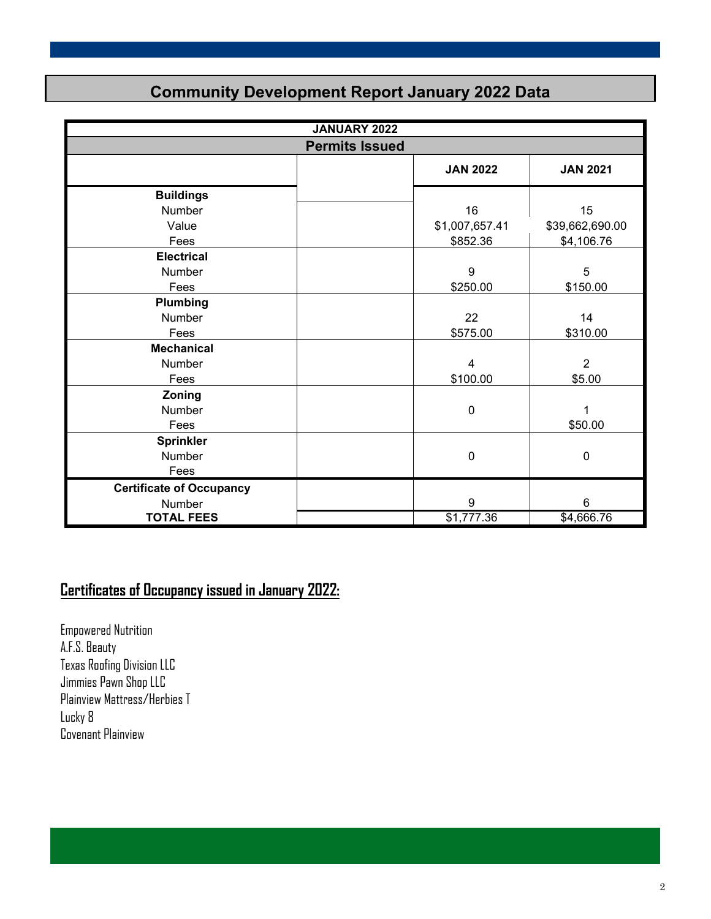# Community Development Report January 2022 Data

| JANUARY 2022 | | | |
|---|---|---|---|
| **Permits Issued** | | | |
| | | **JAN 2022** | **JAN 2021** |
| **Buildings** | | | |
| Number | | 16 | 15 |
| Value | | $1,007,657.41 | $39,662,690.00 |
| Fees | | $852.36 | $4,106.76 |
| **Electrical** | | | |
| Number | | 9 | 5 |
| Fees | | $250.00 | $150.00 |
| **Plumbing** | | | |
| Number | | 22 | 14 |
| Fees | | $575.00 | $310.00 |
| **Mechanical** | | | |
| Number | | 4 | 2 |
| Fees | | $100.00 | $5.00 |
| **Zoning** | | | |
| Number | | 0 | 1 |
| Fees | | | $50.00 |
| **Sprinkler** | | | |
| Number | | 0 | 0 |
| Fees | | | |
| **Certificate of Occupancy** | | | |
| Number | | 9 | 6 |
| **TOTAL FEES** | | $1,777.36 | $4,666.76 |

## Certificates of Occupancy issued in January 2022:

Empowered Nutrition
A.F.S. Beauty
Texas Roofing Division LLC
Jimmies Pawn Shop LLC
Plainview Mattress/Herbies T
Lucky 8
Covenant Plainview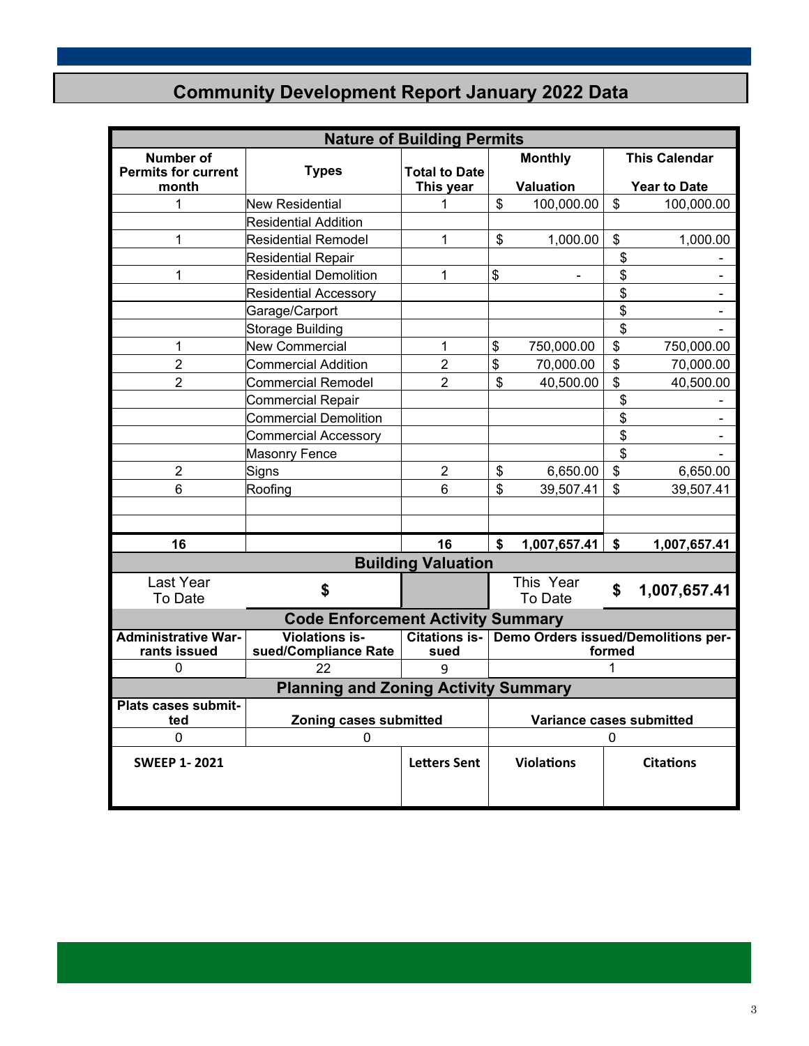# Community Development Report January 2022 Data

| Nature of Building Permits | | | | |
|---|---|---|---|---|
| **Number of Permits for current month** | **Types** | **Total to Date This year** | **Monthly Valuation** | **This Calendar Year to Date** |
| 1 | New Residential | 1 | $ 100,000.00 | $ 100,000.00 |
| | Residential Addition | | | |
| 1 | Residential Remodel | 1 | $ 1,000.00 | $ 1,000.00 |
| | Residential Repair | | | $ - |
| 1 | Residential Demolition | 1 | $ - | $ - |
| | Residential Accessory | | | $ - |
| | Garage/Carport | | | $ - |
| | Storage Building | | | $ - |
| 1 | New Commercial | 1 | $ 750,000.00 | $ 750,000.00 |
| 2 | Commercial Addition | 2 | $ 70,000.00 | $ 70,000.00 |
| 2 | Commercial Remodel | 2 | $ 40,500.00 | $ 40,500.00 |
| | Commercial Repair | | | $ - |
| | Commercial Demolition | | | $ - |
| | Commercial Accessory | | | $ - |
| | Masonry Fence | | | $ - |
| 2 | Signs | 2 | $ 6,650.00 | $ 6,650.00 |
| 6 | Roofing | 6 | $ 39,507.41 | $ 39,507.41 |
| | | | | |
| | | | | |
| **16** | | **16** | **$ 1,007,657.41** | **$ 1,007,657.41** |

| Building Valuation | | | | |
|---|---|---|---|---|
| Last Year To Date | **$** | | This Year To Date | **$ 1,007,657.41** |

| Code Enforcement Activity Summary | | | |
|---|---|---|---|
| **Administrative Warrants issued** | **Violations issued/Compliance Rate** | **Citations issued** | **Demo Orders issued/Demolitions performed** |
| 0 | 22 | 9 | 1 |

| Planning and Zoning Activity Summary | | |
|---|---|---|
| **Plats cases submitted** | **Zoning cases submitted** | **Variance cases submitted** |
| 0 | 0 | 0 |

| **SWEEP 1- 2021** | **Letters Sent** | **Violations** | **Citations** |
|---|---|---|---|
| | | | |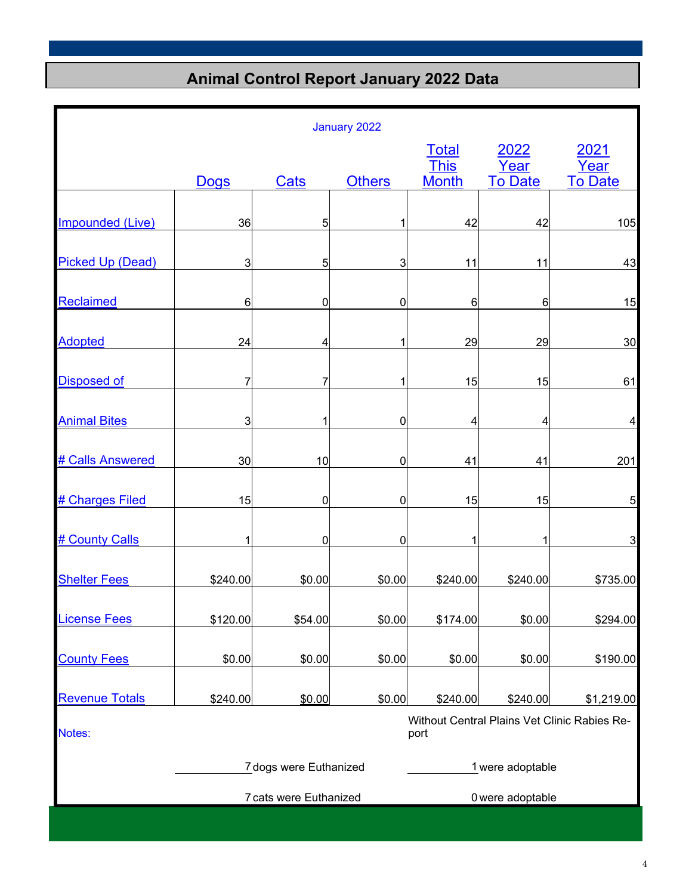# Animal Control Report January 2022 Data

January 2022

| | Dogs | Cats | Others | Total This Month | 2022 Year To Date | 2021 Year To Date |
|---|---|---|---|---|---|---|
| Impounded (Live) | 36 | 5 | 1 | 42 | 42 | 105 |
| Picked Up (Dead) | 3 | 5 | 3 | 11 | 11 | 43 |
| Reclaimed | 6 | 0 | 0 | 6 | 6 | 15 |
| Adopted | 24 | 4 | 1 | 29 | 29 | 30 |
| Disposed of | 7 | 7 | 1 | 15 | 15 | 61 |
| Animal Bites | 3 | 1 | 0 | 4 | 4 | 4 |
| # Calls Answered | 30 | 10 | 0 | 41 | 41 | 201 |
| # Charges Filed | 15 | 0 | 0 | 15 | 15 | 5 |
| # County Calls | 1 | 0 | 0 | 1 | 1 | 3 |
| Shelter Fees | $240.00 | $0.00 | $0.00 | $240.00 | $240.00 | $735.00 |
| License Fees | $120.00 | $54.00 | $0.00 | $174.00 | $0.00 | $294.00 |
| County Fees | $0.00 | $0.00 | $0.00 | $0.00 | $0.00 | $190.00 |
| Revenue Totals | $240.00 | $0.00 | $0.00 | $240.00 | $240.00 | $1,219.00 |

Notes:

Without Central Plains Vet Clinic Rabies Report

7 dogs were Euthanized — 1 were adoptable

7 cats were Euthanized — 0 were adoptable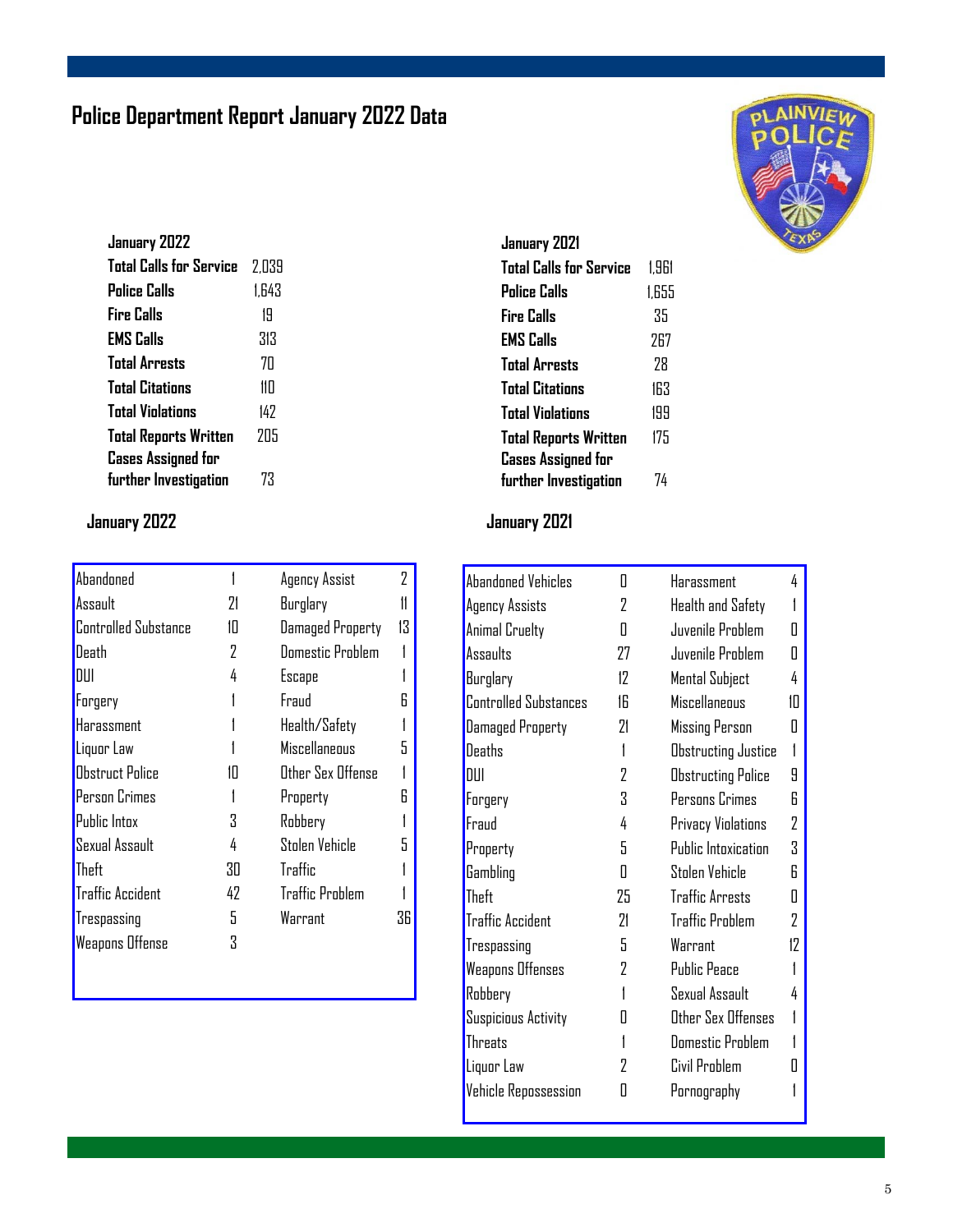# Police Department Report January 2022 Data

| January 2022 | |
|---|---|
| Total Calls for Service | 2,039 |
| Police Calls | 1,643 |
| Fire Calls | 19 |
| EMS Calls | 313 |
| Total Arrests | 70 |
| Total Citations | 110 |
| Total Violations | 142 |
| Total Reports Written | 205 |
| Cases Assigned for further Investigation | 73 |

| January 2021 | |
|---|---|
| Total Calls for Service | 1,961 |
| Police Calls | 1,655 |
| Fire Calls | 35 |
| EMS Calls | 267 |
| Total Arrests | 28 |
| Total Citations | 163 |
| Total Violations | 199 |
| Total Reports Written | 175 |
| Cases Assigned for further Investigation | 74 |

## January 2022

| | | | |
|---|---|---|---|
| Abandoned | 1 | Agency Assist | 2 |
| Assault | 21 | Burglary | 11 |
| Controlled Substance | 10 | Damaged Property | 13 |
| Death | 2 | Domestic Problem | 1 |
| DUI | 4 | Escape | 1 |
| Forgery | 1 | Fraud | 6 |
| Harassment | 1 | Health/Safety | 1 |
| Liquor Law | 1 | Miscellaneous | 5 |
| Obstruct Police | 10 | Other Sex Offense | 1 |
| Person Crimes | 1 | Property | 6 |
| Public Intox | 3 | Robbery | 1 |
| Sexual Assault | 4 | Stolen Vehicle | 5 |
| Theft | 30 | Traffic | 1 |
| Traffic Accident | 42 | Traffic Problem | 1 |
| Trespassing | 5 | Warrant | 36 |
| Weapons Offense | 3 | | |

## January 2021

| | | | |
|---|---|---|---|
| Abandoned Vehicles | 0 | Harassment | 4 |
| Agency Assists | 2 | Health and Safety | 1 |
| Animal Cruelty | 0 | Juvenile Problem | 0 |
| Assaults | 27 | Juvenile Problem | 0 |
| Burglary | 12 | Mental Subject | 4 |
| Controlled Substances | 16 | Miscellaneous | 10 |
| Damaged Property | 21 | Missing Person | 0 |
| Deaths | 1 | Obstructing Justice | 1 |
| DUI | 2 | Obstructing Police | 9 |
| Forgery | 3 | Persons Crimes | 6 |
| Fraud | 4 | Privacy Violations | 2 |
| Property | 5 | Public Intoxication | 3 |
| Gambling | 0 | Stolen Vehicle | 6 |
| Theft | 25 | Traffic Arrests | 0 |
| Traffic Accident | 21 | Traffic Problem | 2 |
| Trespassing | 5 | Warrant | 12 |
| Weapons Offenses | 2 | Public Peace | 1 |
| Robbery | 1 | Sexual Assault | 4 |
| Suspicious Activity | 0 | Other Sex Offenses | 1 |
| Threats | 1 | Domestic Problem | 1 |
| Liquor Law | 2 | Civil Problem | 0 |
| Vehicle Repossession | 0 | Pornography | 1 |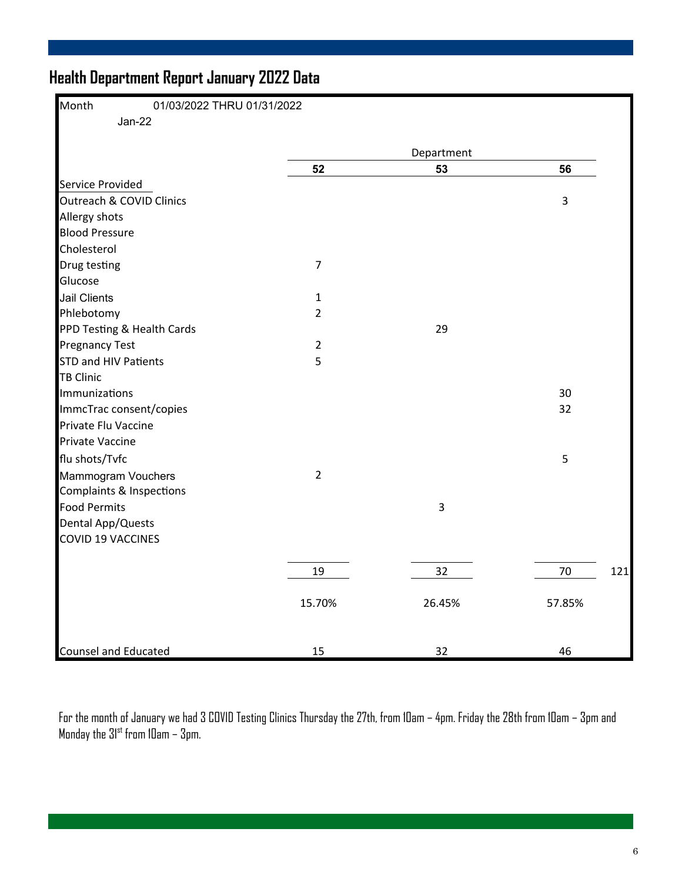## Health Department Report January 2022 Data

Month 01/03/2022 THRU 01/31/2022

Jan-22

| Service Provided | Department 52 | Department 53 | Department 56 | |
|---|---|---|---|---|
| Outreach & COVID Clinics | | | 3 | |
| Allergy shots | | | | |
| Blood Pressure | | | | |
| Cholesterol | | | | |
| Drug testing | 7 | | | |
| Glucose | | | | |
| Jail Clients | 1 | | | |
| Phlebotomy | 2 | | | |
| PPD Testing & Health Cards | | 29 | | |
| Pregnancy Test | 2 | | | |
| STD and HIV Patients | 5 | | | |
| TB Clinic | | | | |
| Immunizations | | | 30 | |
| ImmcTrac consent/copies | | | 32 | |
| Private Flu Vaccine | | | | |
| Private Vaccine | | | | |
| flu shots/Tvfc | | | 5 | |
| Mammogram Vouchers | 2 | | | |
| Complaints & Inspections | | | | |
| Food Permits | | 3 | | |
| Dental App/Quests | | | | |
| COVID 19 VACCINES | | | | |
| | 19 | 32 | 70 | 121 |
| | 15.70% | 26.45% | 57.85% | |
| Counsel and Educated | 15 | 32 | 46 | |

For the month of January we had 3 COVID Testing Clinics Thursday the 27th, from 10am – 4pm. Friday the 28th from 10am – 3pm and Monday the 31st from 10am – 3pm.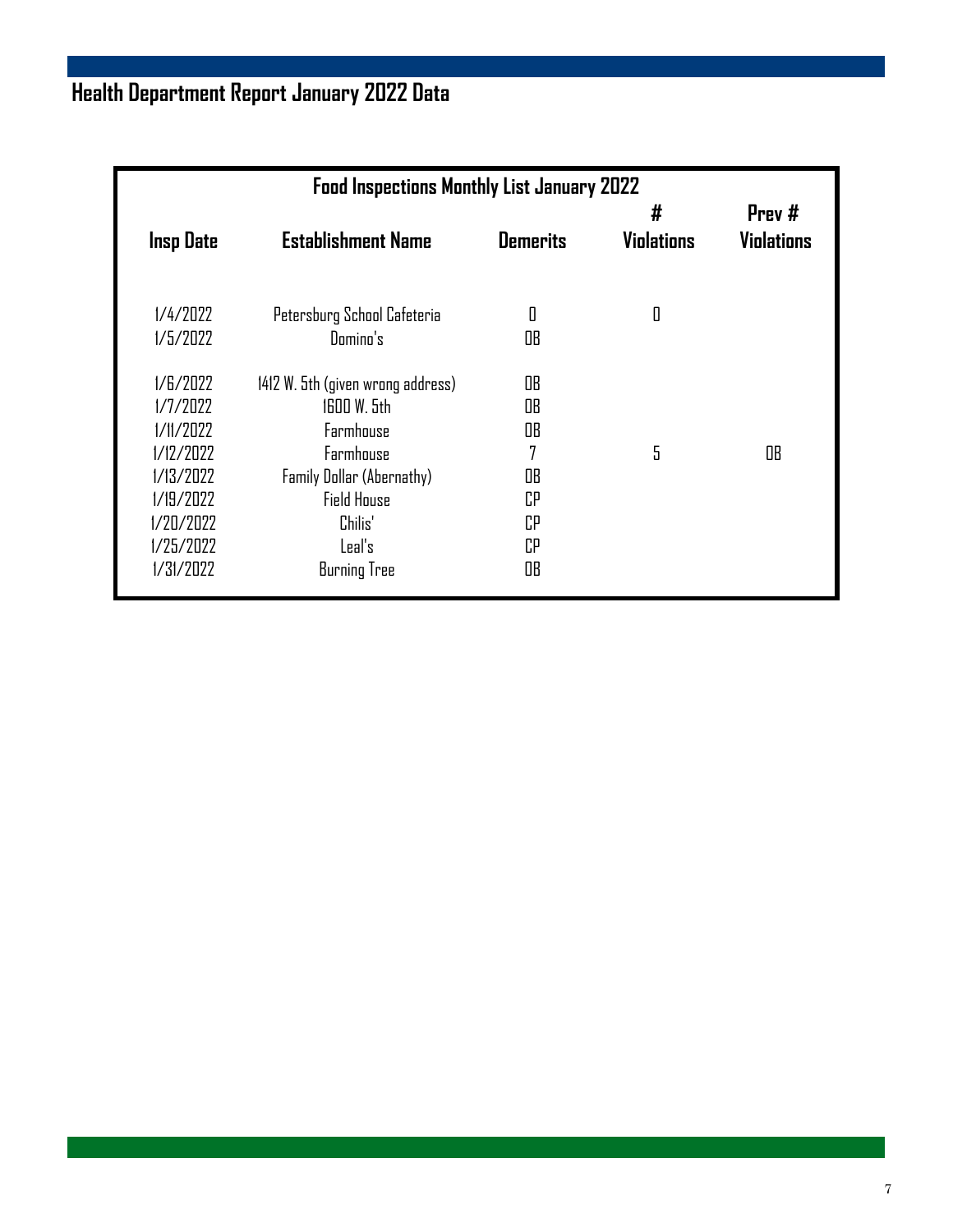# Health Department Report January 2022 Data

| Food Inspections Monthly List January 2022 | | | | |
|---|---|---|---|---|
| Insp Date | Establishment Name | Demerits | # Violations | Prev # Violations |
| 1/4/2022 | Petersburg School Cafeteria | 0 | 0 | |
| 1/5/2022 | Domino's | OB | | |
| 1/6/2022 | 1412 W. 5th (given wrong address) | OB | | |
| 1/7/2022 | 1600 W. 5th | OB | | |
| 1/11/2022 | Farmhouse | OB | | |
| 1/12/2022 | Farmhouse | 7 | 5 | OB |
| 1/13/2022 | Family Dollar (Abernathy) | OB | | |
| 1/19/2022 | Field House | CP | | |
| 1/20/2022 | Chilis' | CP | | |
| 1/25/2022 | Leal's | CP | | |
| 1/31/2022 | Burning Tree | OB | | |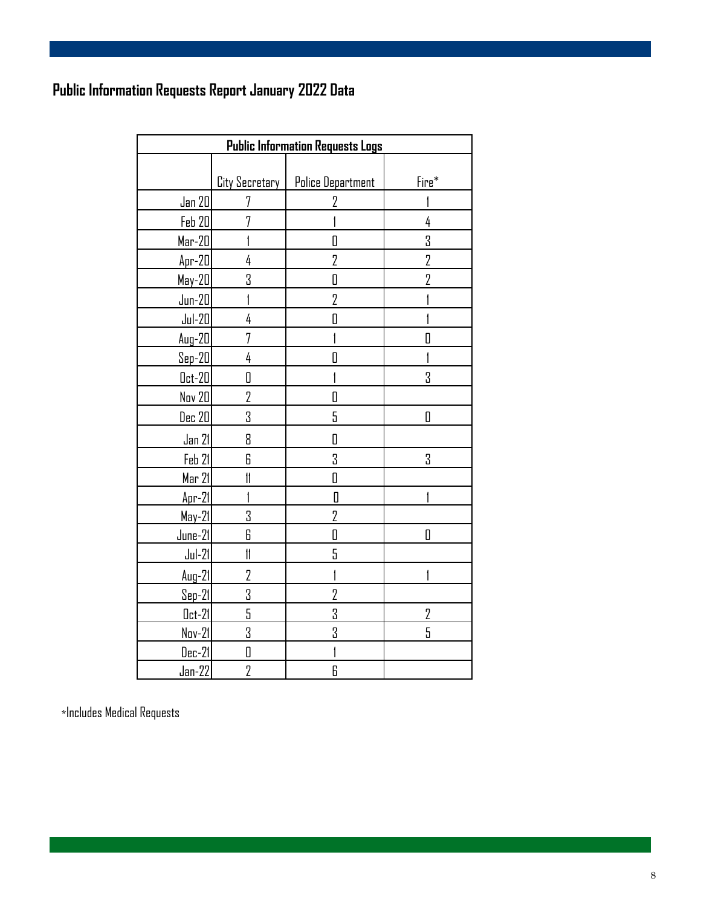## Public Information Requests Report January 2022 Data

| Public Information Requests Logs | | | |
|---|---|---|---|
| | City Secretary | Police Department | Fire* |
| Jan 20 | 7 | 2 | 1 |
| Feb 20 | 7 | 1 | 4 |
| Mar-20 | 1 | 0 | 3 |
| Apr-20 | 4 | 2 | 2 |
| May-20 | 3 | 0 | 2 |
| Jun-20 | 1 | 2 | 1 |
| Jul-20 | 4 | 0 | 1 |
| Aug-20 | 7 | 1 | 0 |
| Sep-20 | 4 | 0 | 1 |
| Oct-20 | 0 | 1 | 3 |
| Nov 20 | 2 | 0 | |
| Dec 20 | 3 | 5 | 0 |
| Jan 21 | 8 | 0 | |
| Feb 21 | 6 | 3 | 3 |
| Mar 21 | 11 | 0 | |
| Apr-21 | 1 | 0 | 1 |
| May-21 | 3 | 2 | |
| June-21 | 6 | 0 | 0 |
| Jul-21 | 11 | 5 | |
| Aug-21 | 2 | 1 | 1 |
| Sep-21 | 3 | 2 | |
| Oct-21 | 5 | 3 | 2 |
| Nov-21 | 3 | 3 | 5 |
| Dec-21 | 0 | 1 | |
| Jan-22 | 2 | 6 | |

*Includes Medical Requests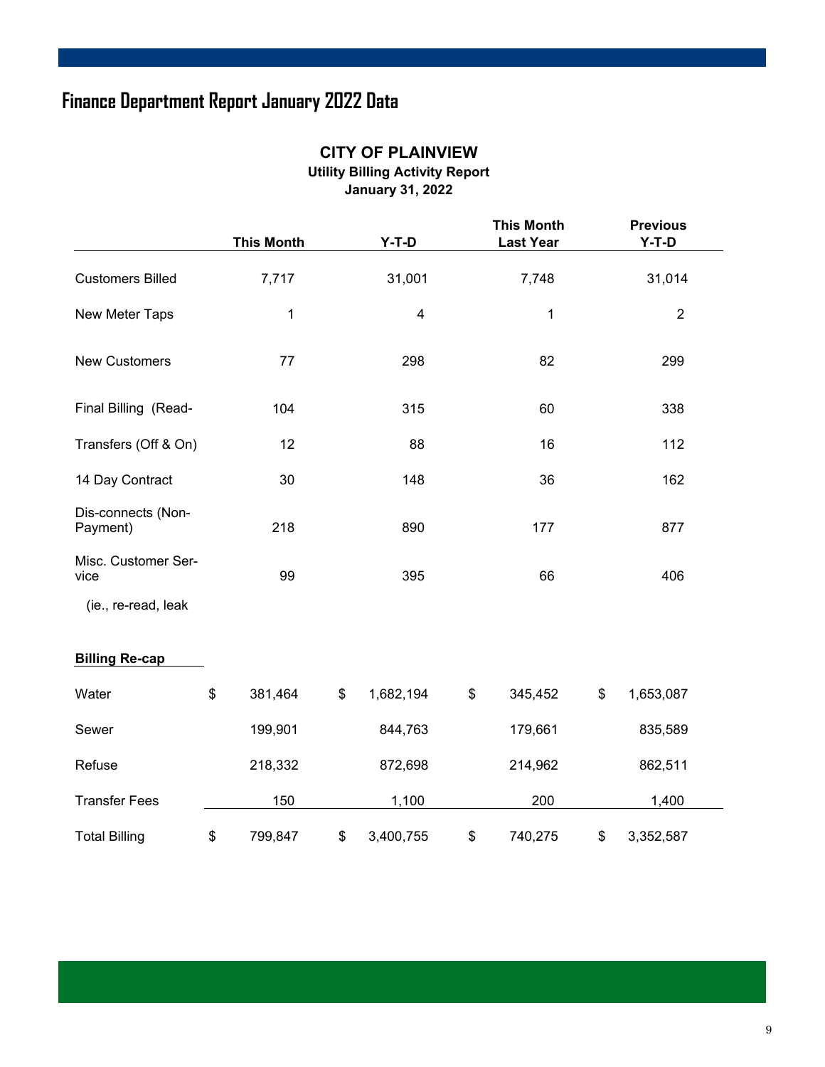# Finance Department Report January 2022 Data

## CITY OF PLAINVIEW

### Utility Billing Activity Report

### January 31, 2022

| | This Month | Y-T-D | This Month Last Year | Previous Y-T-D |
|---|---|---|---|---|
| Customers Billed | 7,717 | 31,001 | 7,748 | 31,014 |
| New Meter Taps | 1 | 4 | 1 | 2 |
| New Customers | 77 | 298 | 82 | 299 |
| Final Billing (Read- | 104 | 315 | 60 | 338 |
| Transfers (Off & On) | 12 | 88 | 16 | 112 |
| 14 Day Contract | 30 | 148 | 36 | 162 |
| Dis-connects (Non-Payment) | 218 | 890 | 177 | 877 |
| Misc. Customer Service | 99 | 395 | 66 | 406 |
| (ie., re-read, leak | | | | |
| **Billing Re-cap** | | | | |
| Water | $ 381,464 | $ 1,682,194 | $ 345,452 | $ 1,653,087 |
| Sewer | 199,901 | 844,763 | 179,661 | 835,589 |
| Refuse | 218,332 | 872,698 | 214,962 | 862,511 |
| Transfer Fees | 150 | 1,100 | 200 | 1,400 |
| Total Billing | $ 799,847 | $ 3,400,755 | $ 740,275 | $ 3,352,587 |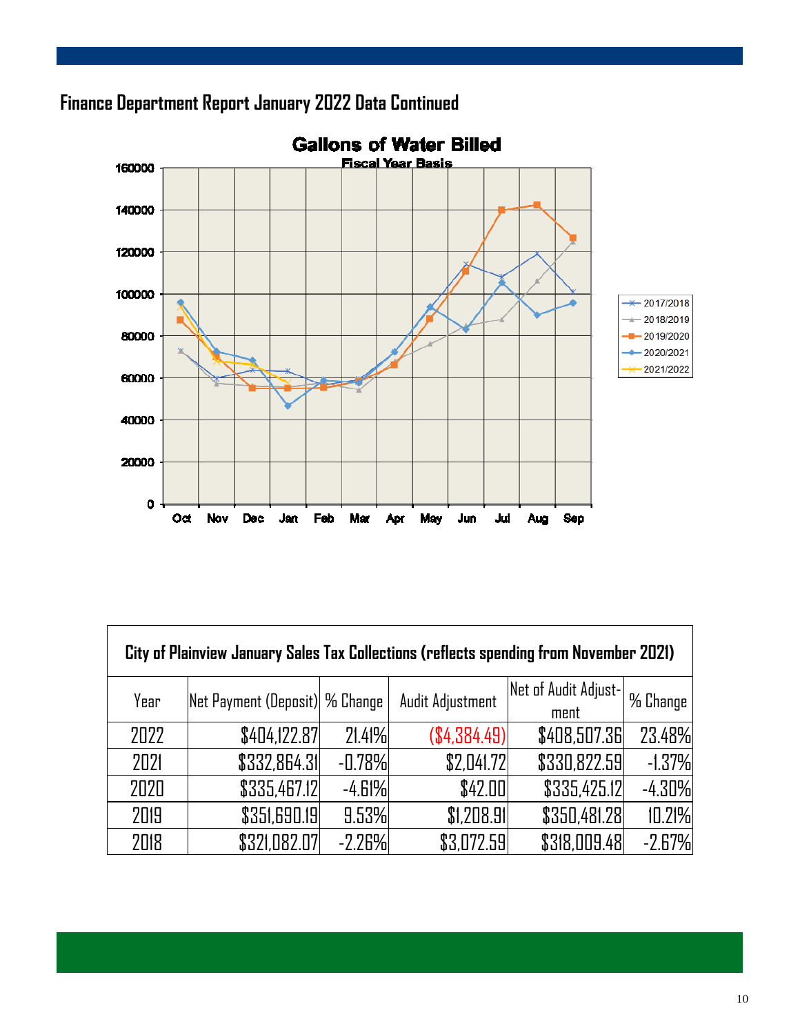## Finance Department Report January 2022 Data Continued

**Gallons of Water Billed**

Fiscal Year Basis

| City of Plainview January Sales Tax Collections (reflects spending from November 2021) | | | | | |
|---|---|---|---|---|---|
| Year | Net Payment (Deposit) | % Change | Audit Adjustment | Net of Audit Adjustment | % Change |
| 2022 | $404,122.87 | 21.41% | ($4,384.49) | $408,507.36 | 23.48% |
| 2021 | $332,864.31 | -0.78% | $2,041.72 | $330,822.59 | -1.37% |
| 2020 | $335,467.12 | -4.61% | $42.00 | $335,425.12 | -4.30% |
| 2019 | $351,690.19 | 9.53% | $1,208.91 | $350,481.28 | 10.21% |
| 2018 | $321,082.07 | -2.26% | $3,072.59 | $318,009.48 | -2.67% |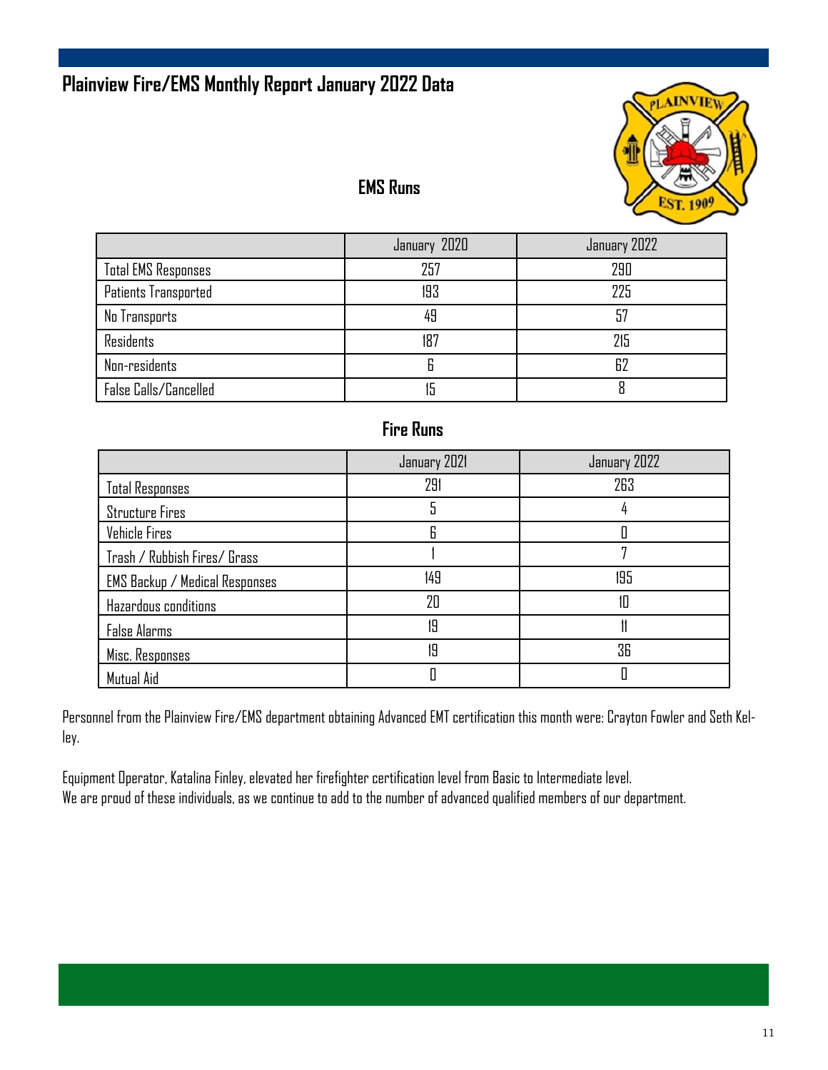# Plainview Fire/EMS Monthly Report January 2022 Data

## EMS Runs

| | January 2020 | January 2022 |
|---|---|---|
| Total EMS Responses | 257 | 290 |
| Patients Transported | 193 | 225 |
| No Transports | 49 | 57 |
| Residents | 187 | 215 |
| Non-residents | 6 | 62 |
| False Calls/Cancelled | 15 | 8 |

## Fire Runs

| | January 2021 | January 2022 |
|---|---|---|
| Total Responses | 291 | 263 |
| Structure Fires | 5 | 4 |
| Vehicle Fires | 6 | 0 |
| Trash / Rubbish Fires/ Grass | 1 | 7 |
| EMS Backup / Medical Responses | 149 | 195 |
| Hazardous conditions | 20 | 10 |
| False Alarms | 19 | 11 |
| Misc. Responses | 19 | 36 |
| Mutual Aid | 0 | 0 |

Personnel from the Plainview Fire/EMS department obtaining Advanced EMT certification this month were: Crayton Fowler and Seth Kelley.

Equipment Operator, Katalina Finley, elevated her firefighter certification level from Basic to Intermediate level.
We are proud of these individuals, as we continue to add to the number of advanced qualified members of our department.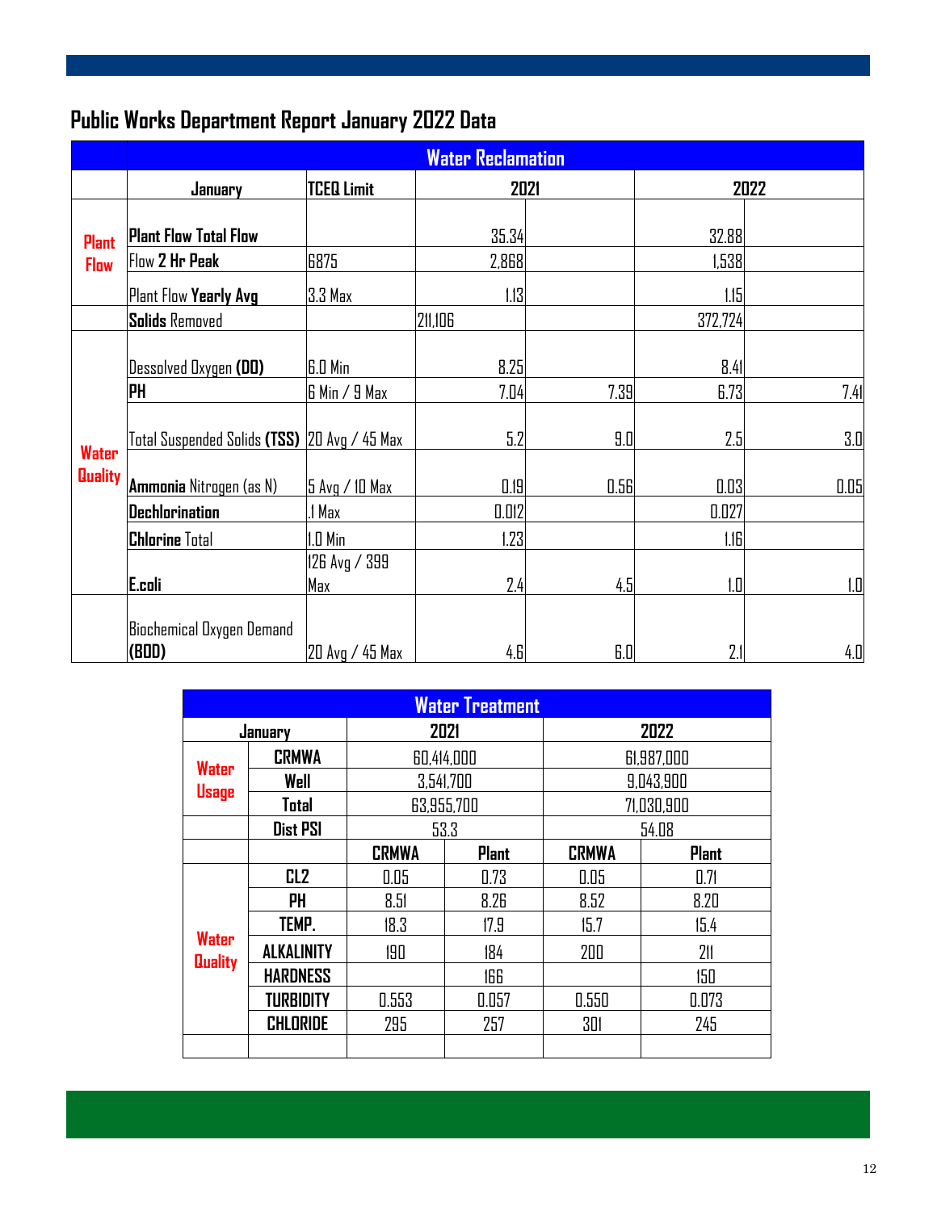# Public Works Department Report January 2022 Data

| | Water Reclamation | | | | | |
|---|---|---|---|---|---|---|
| | January | TCEQ Limit | 2021 | | 2022 | |
| Plant Flow | **Plant Flow Total Flow** | | 35.34 | | 32.88 | |
| | Flow **2 Hr Peak** | 6875 | 2,868 | | 1,538 | |
| | Plant Flow **Yearly Avg** | 3.3 Max | 1.13 | | 1.15 | |
| | **Solids** Removed | | 211,106 | | 372,724 | |
| Water Quality | Dessolved Oxygen **(DO)** | 6.0 Min | 8.25 | | 8.41 | |
| | **PH** | 6 Min / 9 Max | 7.04 | 7.39 | 6.73 | 7.41 |
| | Total Suspended Solids **(TSS)** | 20 Avg / 45 Max | 5.2 | 9.0 | 2.5 | 3.0 |
| | **Ammonia** Nitrogen (as N) | 5 Avg / 10 Max | 0.19 | 0.56 | 0.03 | 0.05 |
| | **Dechlorination** | .1 Max | 0.012 | | 0.027 | |
| | **Chlorine** Total | 1.0 Min | 1.23 | | 1.16 | |
| | **E.coli** | 126 Avg / 399 Max | 2.4 | 4.5 | 1.0 | 1.0 |
| | Biochemical Oxygen Demand **(BOD)** | 20 Avg / 45 Max | 4.6 | 6.0 | 2.1 | 4.0 |

| Water Treatment | | | | | |
|---|---|---|---|---|---|
| January | | 2021 | | 2022 | |
| Water Usage | CRMWA | 60,414,000 | | 61,987,000 | |
| | Well | 3,541,700 | | 9,043,900 | |
| | Total | 63,955,700 | | 71,030,900 | |
| | Dist PSI | 53.3 | | 54.08 | |
| | | CRMWA | Plant | CRMWA | Plant |
| Water Quality | CL2 | 0.05 | 0.73 | 0.05 | 0.71 |
| | PH | 8.51 | 8.26 | 8.52 | 8.20 |
| | TEMP. | 18.3 | 17.9 | 15.7 | 15.4 |
| | ALKALINITY | 190 | 184 | 200 | 211 |
| | HARDNESS | | 166 | | 150 |
| | TURBIDITY | 0.553 | 0.057 | 0.550 | 0.073 |
| | CHLORIDE | 295 | 257 | 301 | 245 |
| | | | | | |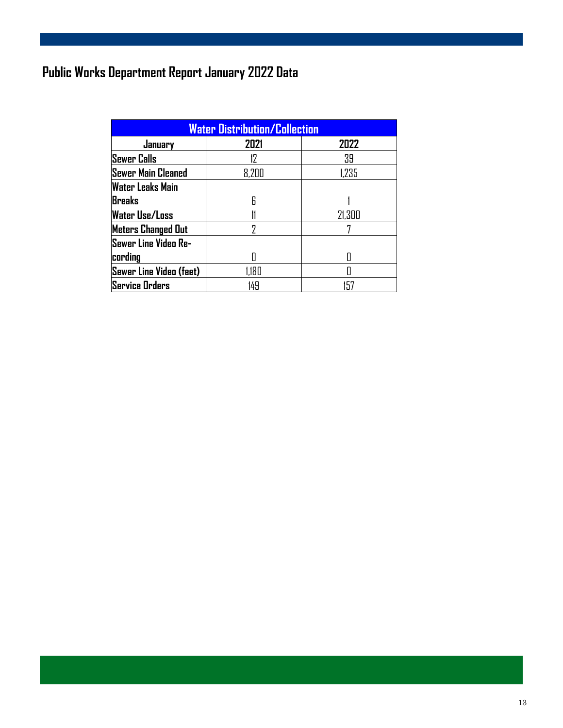# Public Works Department Report January 2022 Data

| Water Distribution/Collection | | |
|---|---|---|
| January | 2021 | 2022 |
| Sewer Calls | 12 | 39 |
| Sewer Main Cleaned | 8,200 | 1,235 |
| Water Leaks Main Breaks | 6 | 1 |
| Water Use/Loss | 11 | 21,300 |
| Meters Changed Out | 2 | 7 |
| Sewer Line Video Recording | 0 | 0 |
| Sewer Line Video (feet) | 1,180 | 0 |
| Service Orders | 149 | 157 |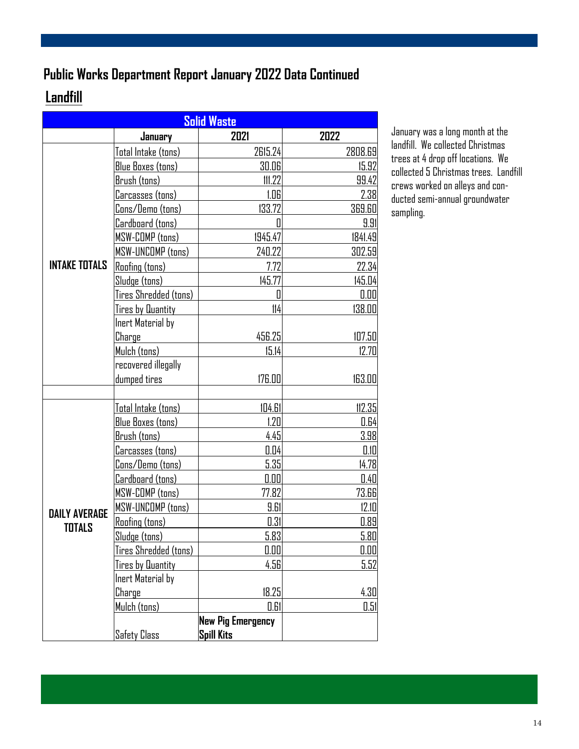# Public Works Department Report January 2022 Data Continued

## Landfill

| Solid Waste | | | |
|---|---|---|---|
| | **January** | **2021** | **2022** |
| **INTAKE TOTALS** | Total Intake (tons) | 2615.24 | 2808.69 |
| | Blue Boxes (tons) | 30.06 | 15.92 |
| | Brush (tons) | 111.22 | 99.42 |
| | Carcasses (tons) | 1.06 | 2.38 |
| | Cons/Demo (tons) | 133.72 | 369.60 |
| | Cardboard (tons) | 0 | 9.91 |
| | MSW-COMP (tons) | 1945.47 | 1841.49 |
| | MSW-UNCOMP (tons) | 240.22 | 302.59 |
| | Roofing (tons) | 7.72 | 22.34 |
| | Sludge (tons) | 145.77 | 145.04 |
| | Tires Shredded (tons) | 0 | 0.00 |
| | Tires by Quantity | 114 | 138.00 |
| | Inert Material by Charge | 456.25 | 107.50 |
| | Mulch (tons) | 15.14 | 12.70 |
| | recovered illegally dumped tires | 176.00 | 163.00 |
| | | | |
| **DAILY AVERAGE TOTALS** | Total Intake (tons) | 104.61 | 112.35 |
| | Blue Boxes (tons) | 1.20 | 0.64 |
| | Brush (tons) | 4.45 | 3.98 |
| | Carcasses (tons) | 0.04 | 0.10 |
| | Cons/Demo (tons) | 5.35 | 14.78 |
| | Cardboard (tons) | 0.00 | 0.40 |
| | MSW-COMP (tons) | 77.82 | 73.66 |
| | MSW-UNCOMP (tons) | 9.61 | 12.10 |
| | Roofing (tons) | 0.31 | 0.89 |
| | Sludge (tons) | 5.83 | 5.80 |
| | Tires Shredded (tons) | 0.00 | 0.00 |
| | Tires by Quantity | 4.56 | 5.52 |
| | Inert Material by Charge | 18.25 | 4.30 |
| | Mulch (tons) | 0.61 | 0.51 |
| | Safety Class | **New Pig Emergency Spill Kits** | |

January was a long month at the landfill. We collected Christmas trees at 4 drop off locations. We collected 5 Christmas trees. Landfill crews worked on alleys and conducted semi-annual groundwater sampling.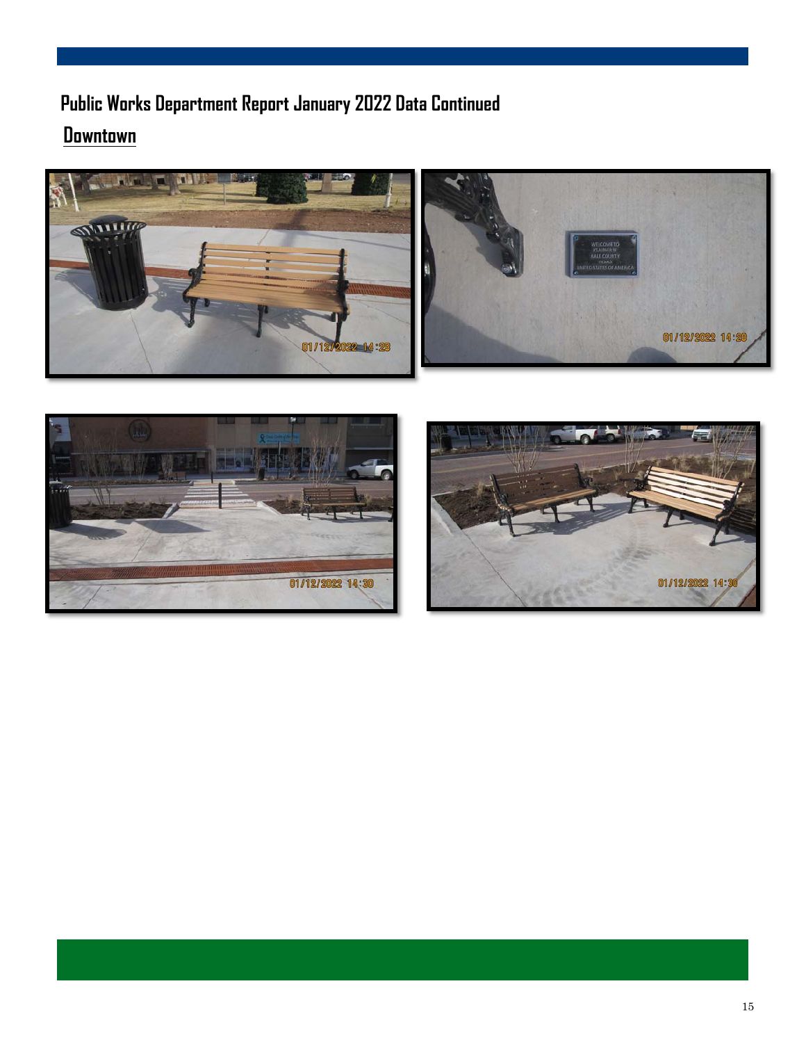# Public Works Department Report January 2022 Data Continued

## Downtown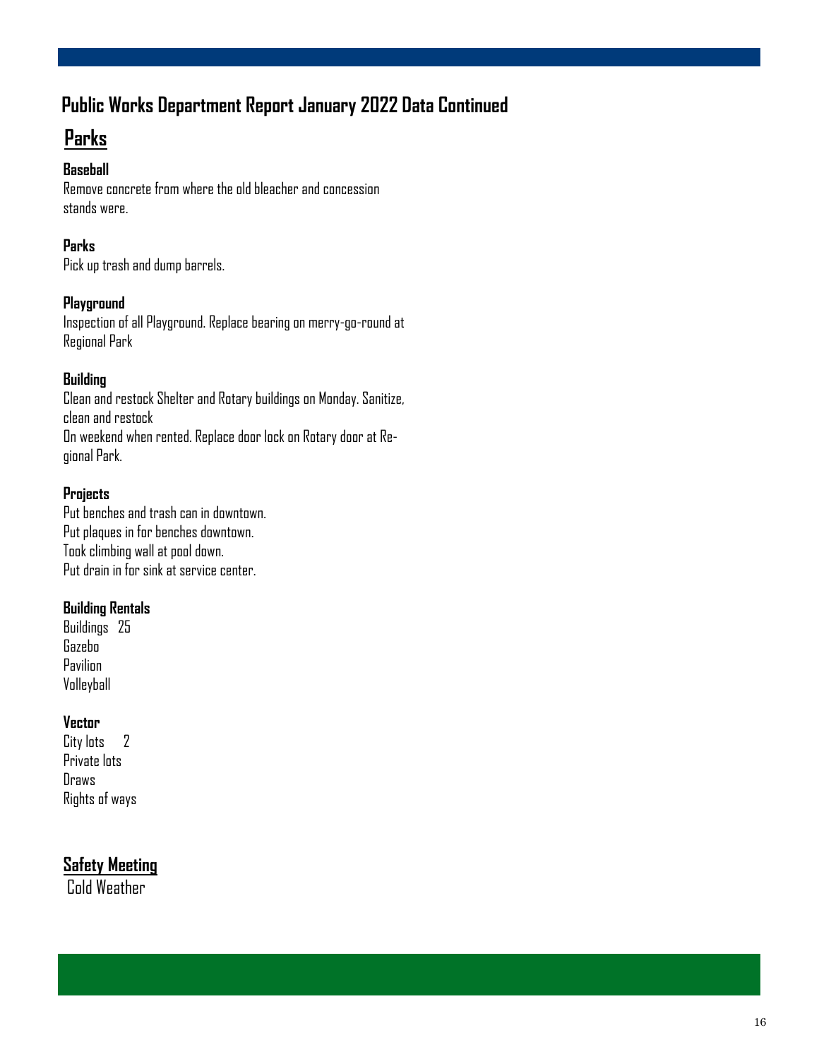## Public Works Department Report January 2022 Data Continued

## Parks

**Baseball**
Remove concrete from where the old bleacher and concession stands were.

**Parks**
Pick up trash and dump barrels.

**Playground**
Inspection of all Playground. Replace bearing on merry-go-round at Regional Park

**Building**
Clean and restock Shelter and Rotary buildings on Monday. Sanitize, clean and restock
On weekend when rented. Replace door lock on Rotary door at Regional Park.

**Projects**
Put benches and trash can in downtown.
Put plaques in for benches downtown.
Took climbing wall at pool down.
Put drain in for sink at service center.

**Building Rentals**
Buildings 25
Gazebo
Pavilion
Volleyball

**Vector**
City lots 2
Private lots
Draws
Rights of ways

## Safety Meeting

Cold Weather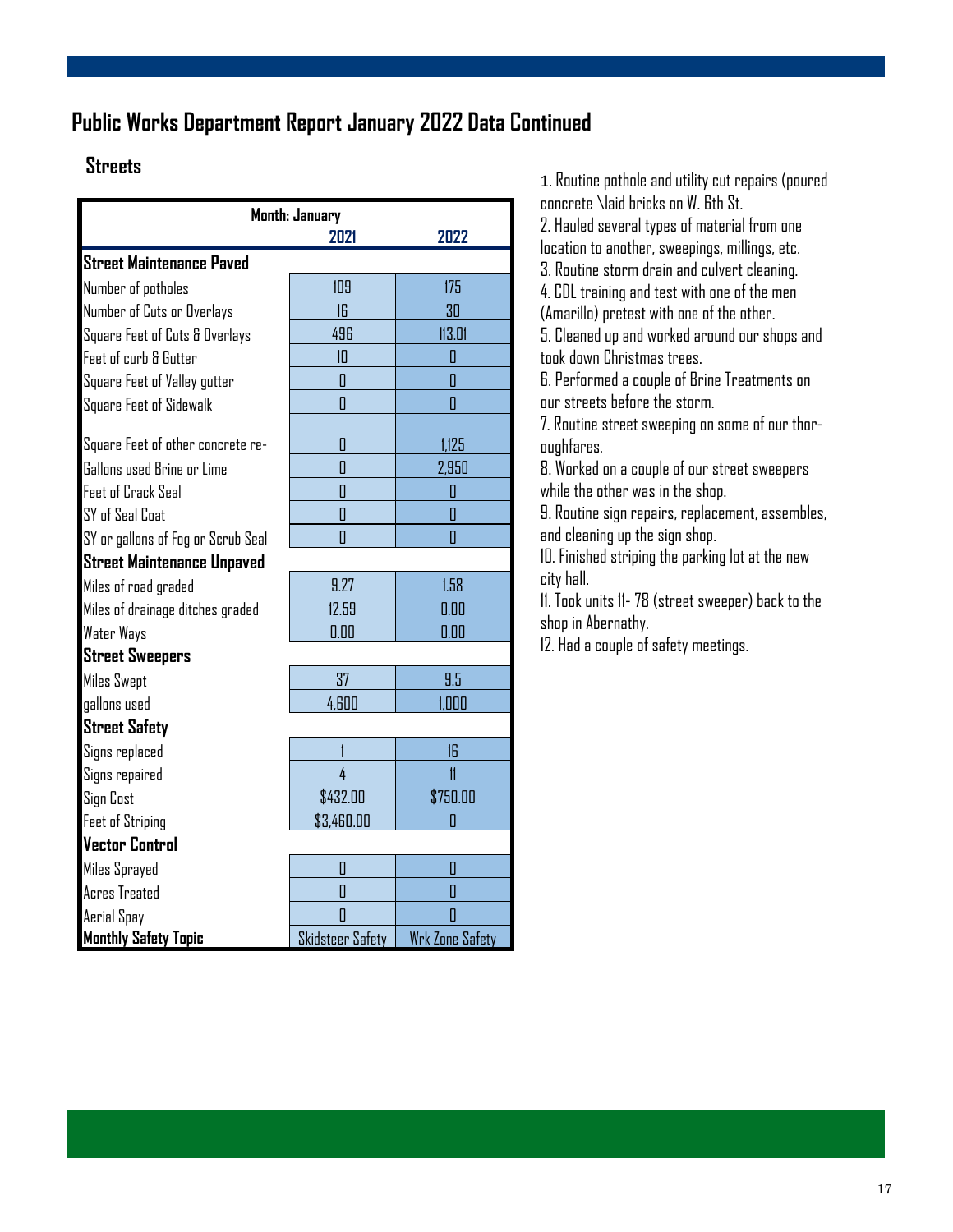## Public Works Department Report January 2022 Data Continued

### Streets

| Month: January | 2021 | 2022 |
|---|---|---|
| **Street Maintenance Paved** | | |
| Number of potholes | 109 | 175 |
| Number of Cuts or Overlays | 16 | 30 |
| Square Feet of Cuts & Overlays | 496 | 113.01 |
| Feet of curb & Gutter | 10 | 0 |
| Square Feet of Valley gutter | 0 | 0 |
| Square Feet of Sidewalk | 0 | 0 |
| Square Feet of other concrete re- | 0 | 1,125 |
| Gallons used Brine or Lime | 0 | 2,950 |
| Feet of Crack Seal | 0 | 0 |
| SY of Seal Coat | 0 | 0 |
| SY or gallons of Fog or Scrub Seal | 0 | 0 |
| **Street Maintenance Unpaved** | | |
| Miles of road graded | 9.27 | 1.58 |
| Miles of drainage ditches graded | 12.59 | 0.00 |
| Water Ways | 0.00 | 0.00 |
| **Street Sweepers** | | |
| Miles Swept | 37 | 9.5 |
| gallons used | 4,600 | 1,000 |
| **Street Safety** | | |
| Signs replaced | 1 | 16 |
| Signs repaired | 4 | 11 |
| Sign Cost | $432.00 | $750.00 |
| Feet of Striping | $3,460.00 | 0 |
| **Vector Control** | | |
| Miles Sprayed | 0 | 0 |
| Acres Treated | 0 | 0 |
| Aerial Spay | 0 | 0 |
| **Monthly Safety Topic** | Skidsteer Safety | Wrk Zone Safety |

1. Routine pothole and utility cut repairs (poured concrete \laid bricks on W. 6th St.
2. Hauled several types of material from one location to another, sweepings, millings, etc.
3. Routine storm drain and culvert cleaning.
4. CDL training and test with one of the men (Amarillo) pretest with one of the other.
5. Cleaned up and worked around our shops and took down Christmas trees.
6. Performed a couple of Brine Treatments on our streets before the storm.
7. Routine street sweeping on some of our thoroughfares.
8. Worked on a couple of our street sweepers while the other was in the shop.
9. Routine sign repairs, replacement, assembles, and cleaning up the sign shop.
10. Finished striping the parking lot at the new city hall.
11. Took units 11- 78 (street sweeper) back to the shop in Abernathy.
12. Had a couple of safety meetings.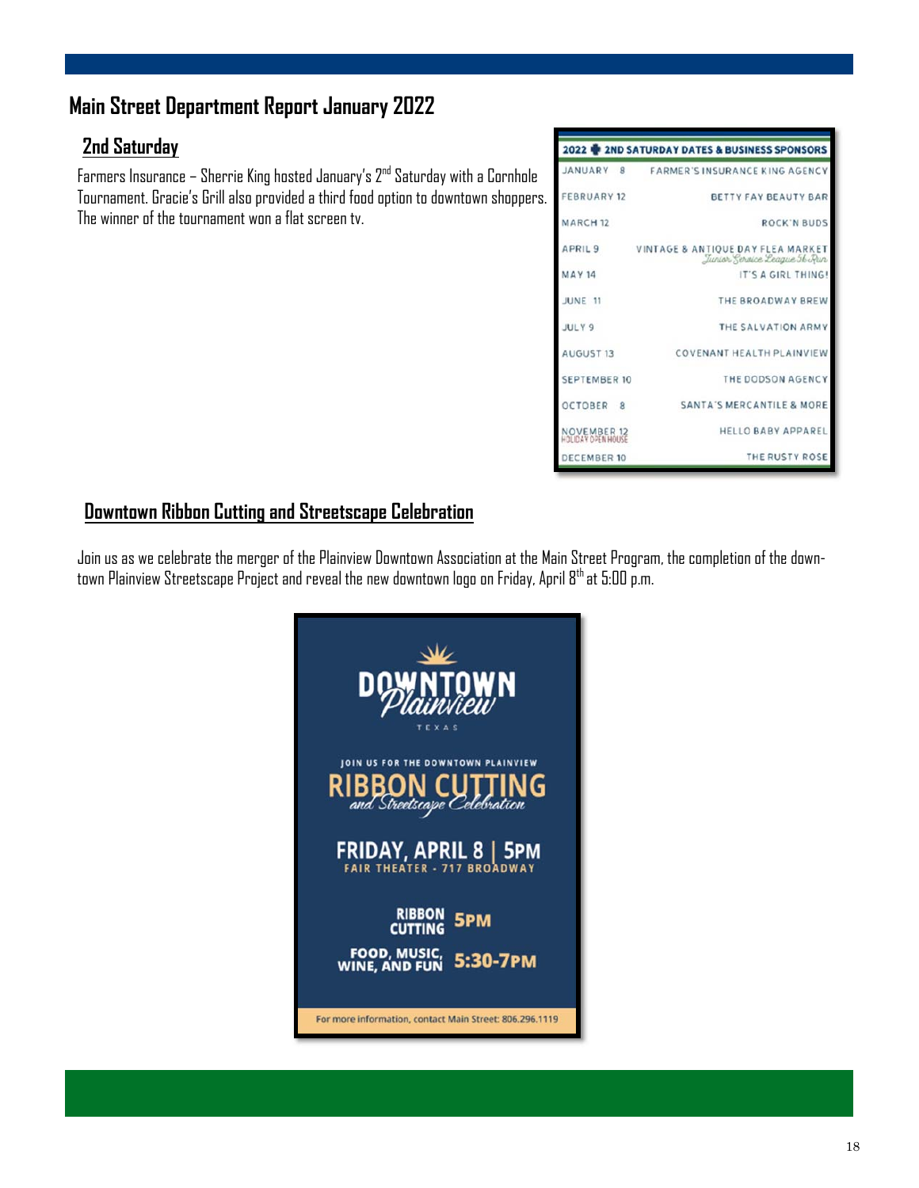# Main Street Department Report January 2022

## 2nd Saturday

Farmers Insurance – Sherrie King hosted January's 2nd Saturday with a Cornhole Tournament. Gracie's Grill also provided a third food option to downtown shoppers. The winner of the tournament won a flat screen tv.

| 2022 2ND SATURDAY DATES & BUSINESS SPONSORS | |
|---|---|
| JANUARY 8 | FARMER'S INSURANCE KING AGENCY |
| FEBRUARY 12 | BETTY FAY BEAUTY BAR |
| MARCH 12 | ROCK'N BUDS |
| APRIL 9 | VINTAGE & ANTIQUE DAY FLEA MARKET *Junior Service League 5k Run* |
| MAY 14 | IT'S A GIRL THING! |
| JUNE 11 | THE BROADWAY BREW |
| JULY 9 | THE SALVATION ARMY |
| AUGUST 13 | COVENANT HEALTH PLAINVIEW |
| SEPTEMBER 10 | THE DODSON AGENCY |
| OCTOBER 8 | SANTA'S MERCANTILE & MORE |
| NOVEMBER 12 HOLIDAY OPEN HOUSE | HELLO BABY APPAREL |
| DECEMBER 10 | THE RUSTY ROSE |

## Downtown Ribbon Cutting and Streetscape Celebration

Join us as we celebrate the merger of the Plainview Downtown Association at the Main Street Program, the completion of the downtown Plainview Streetscape Project and reveal the new downtown logo on Friday, April 8th at 5:00 p.m.

DOWNTOWN *Plainview* TEXAS

JOIN US FOR THE DOWNTOWN PLAINVIEW

**RIBBON CUTTING** *and Streetscape Celebration*

**FRIDAY, APRIL 8 | 5PM**
FAIR THEATER - 717 BROADWAY

**RIBBON CUTTING** 5PM

**FOOD, MUSIC, WINE, AND FUN** 5:30-7PM

For more information, contact Main Street: 806.296.1119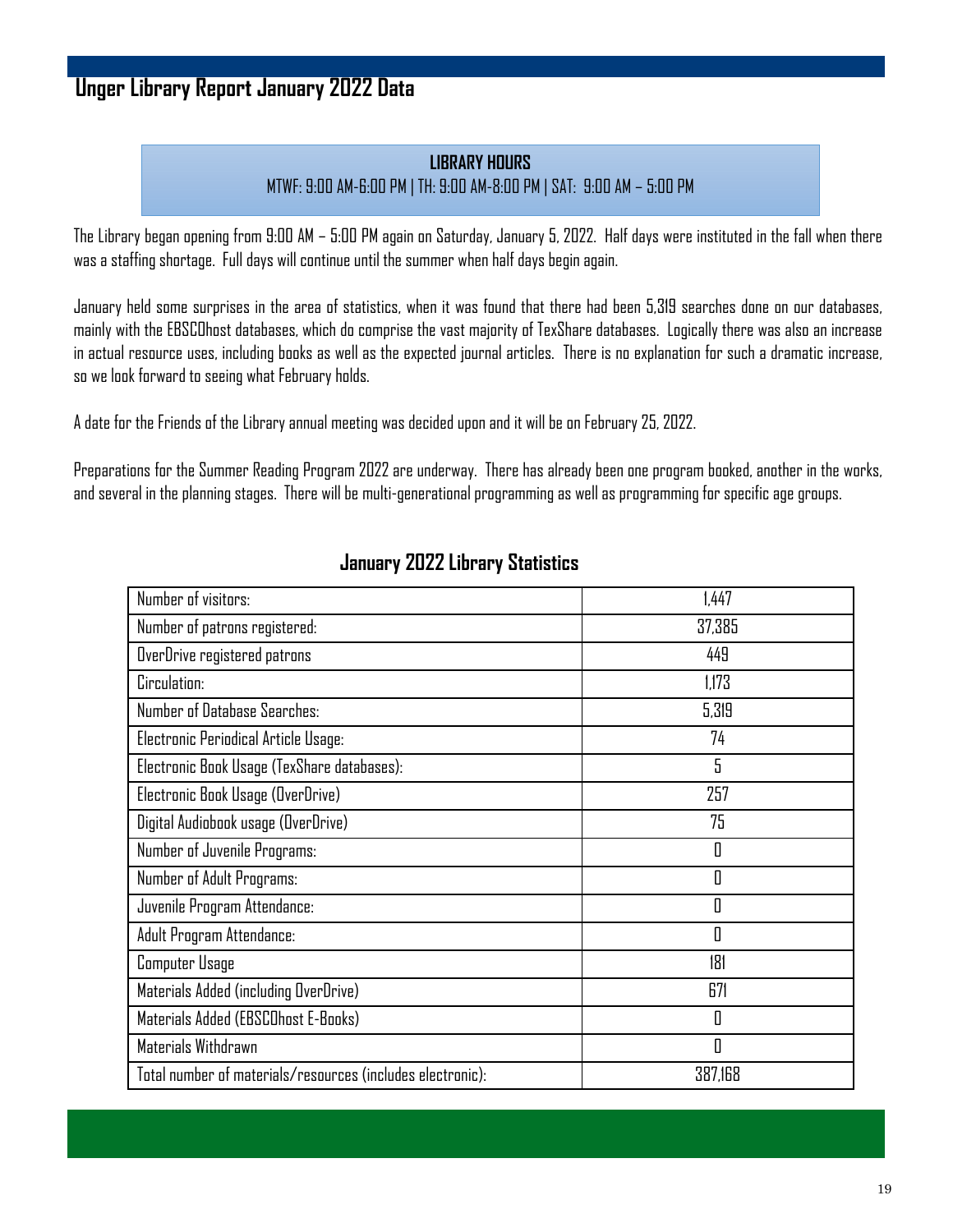## Unger Library Report January 2022 Data

**LIBRARY HOURS**

MTWF: 9:00 AM-6:00 PM | TH: 9:00 AM-8:00 PM | SAT: 9:00 AM – 5:00 PM

The Library began opening from 9:00 AM – 5:00 PM again on Saturday, January 5, 2022. Half days were instituted in the fall when there was a staffing shortage. Full days will continue until the summer when half days begin again.

January held some surprises in the area of statistics, when it was found that there had been 5,319 searches done on our databases, mainly with the EBSCOhost databases, which do comprise the vast majority of TexShare databases. Logically there was also an increase in actual resource uses, including books as well as the expected journal articles. There is no explanation for such a dramatic increase, so we look forward to seeing what February holds.

A date for the Friends of the Library annual meeting was decided upon and it will be on February 25, 2022.

Preparations for the Summer Reading Program 2022 are underway. There has already been one program booked, another in the works, and several in the planning stages. There will be multi-generational programming as well as programming for specific age groups.

### January 2022 Library Statistics

| | |
|---|---|
| Number of visitors: | 1,447 |
| Number of patrons registered: | 37,385 |
| OverDrive registered patrons | 449 |
| Circulation: | 1,173 |
| Number of Database Searches: | 5,319 |
| Electronic Periodical Article Usage: | 74 |
| Electronic Book Usage (TexShare databases): | 5 |
| Electronic Book Usage (OverDrive) | 257 |
| Digital Audiobook usage (OverDrive) | 75 |
| Number of Juvenile Programs: | 0 |
| Number of Adult Programs: | 0 |
| Juvenile Program Attendance: | 0 |
| Adult Program Attendance: | 0 |
| Computer Usage | 181 |
| Materials Added (including OverDrive) | 671 |
| Materials Added (EBSCOhost E-Books) | 0 |
| Materials Withdrawn | 0 |
| Total number of materials/resources (includes electronic): | 387,168 |